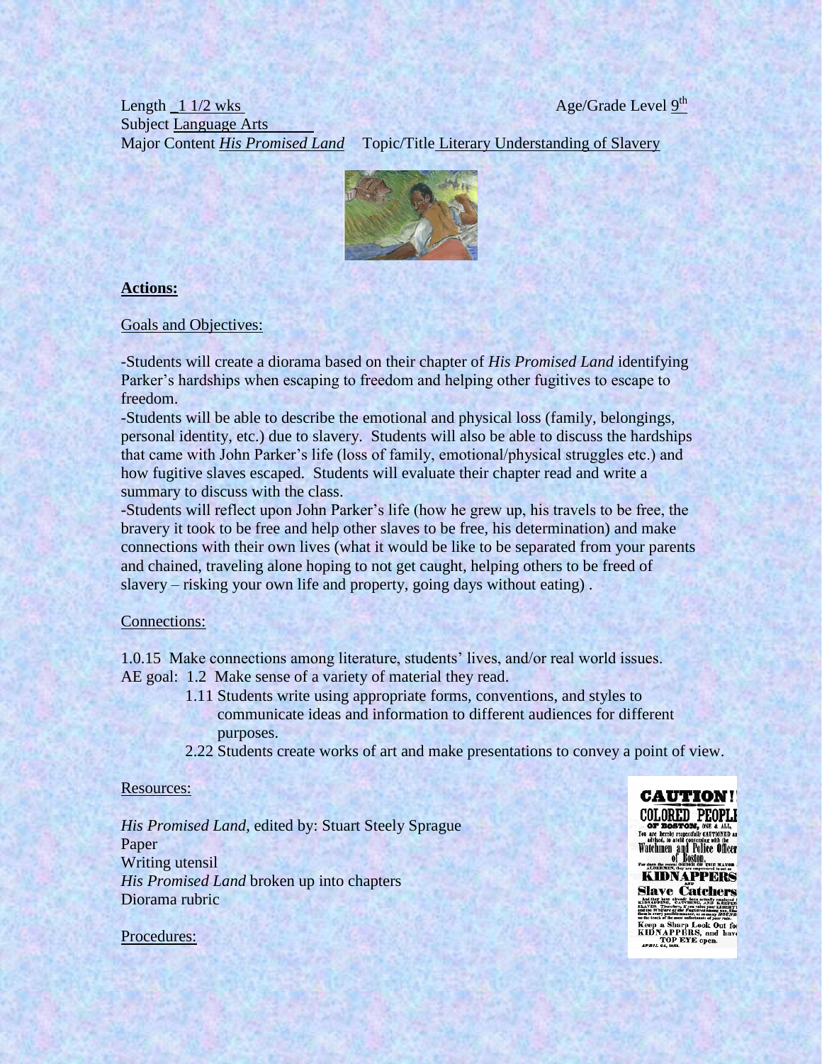Length 1 1/2 wks Age/Grade Level 9th
Subject Language Arts
Major Content *His Promised Land* Topic/Title Literary Understanding of Slavery

**Actions:**

Goals and Objectives:

-Students will create a diorama based on their chapter of *His Promised Land* identifying Parker's hardships when escaping to freedom and helping other fugitives to escape to freedom.
-Students will be able to describe the emotional and physical loss (family, belongings, personal identity, etc.) due to slavery. Students will also be able to discuss the hardships that came with John Parker's life (loss of family, emotional/physical struggles etc.) and how fugitive slaves escaped. Students will evaluate their chapter read and write a summary to discuss with the class.
-Students will reflect upon John Parker's life (how he grew up, his travels to be free, the bravery it took to be free and help other slaves to be free, his determination) and make connections with their own lives (what it would be like to be separated from your parents and chained, traveling alone hoping to not get caught, helping others to be freed of slavery – risking your own life and property, going days without eating) .

Connections:

1.0.15 Make connections among literature, students' lives, and/or real world issues.
AE goal: 1.2 Make sense of a variety of material they read.
1.11 Students write using appropriate forms, conventions, and styles to communicate ideas and information to different audiences for different purposes.
2.22 Students create works of art and make presentations to convey a point of view.

Resources:

*His Promised Land*, edited by: Stuart Steely Sprague
Paper
Writing utensil
*His Promised Land* broken up into chapters
Diorama rubric

Procedures: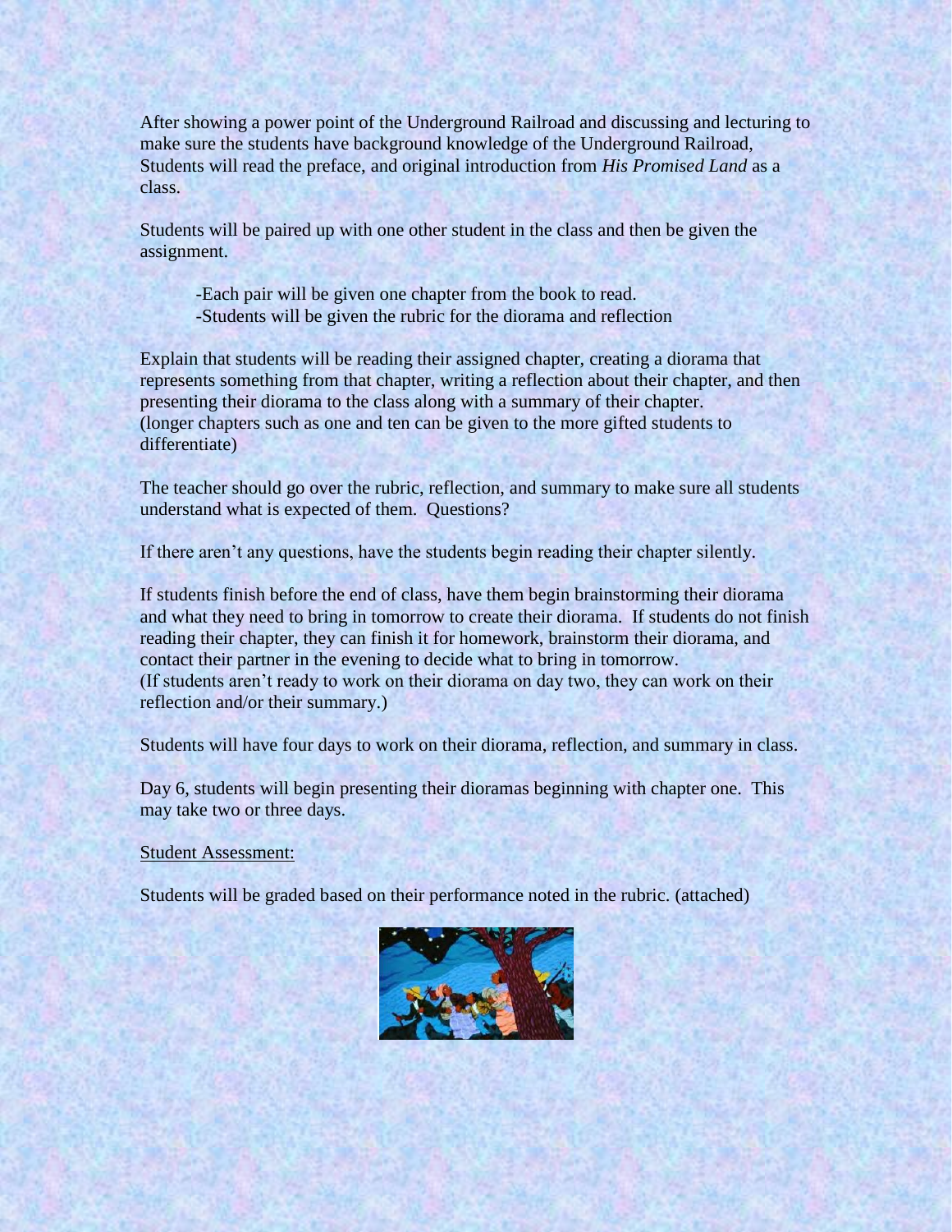After showing a power point of the Underground Railroad and discussing and lecturing to make sure the students have background knowledge of the Underground Railroad, Students will read the preface, and original introduction from *His Promised Land* as a class.

Students will be paired up with one other student in the class and then be given the assignment.

-Each pair will be given one chapter from the book to read.
-Students will be given the rubric for the diorama and reflection

Explain that students will be reading their assigned chapter, creating a diorama that represents something from that chapter, writing a reflection about their chapter, and then presenting their diorama to the class along with a summary of their chapter.
(longer chapters such as one and ten can be given to the more gifted students to differentiate)

The teacher should go over the rubric, reflection, and summary to make sure all students understand what is expected of them. Questions?

If there aren't any questions, have the students begin reading their chapter silently.

If students finish before the end of class, have them begin brainstorming their diorama and what they need to bring in tomorrow to create their diorama. If students do not finish reading their chapter, they can finish it for homework, brainstorm their diorama, and contact their partner in the evening to decide what to bring in tomorrow.
(If students aren't ready to work on their diorama on day two, they can work on their reflection and/or their summary.)

Students will have four days to work on their diorama, reflection, and summary in class.

Day 6, students will begin presenting their dioramas beginning with chapter one. This may take two or three days.

<u>Student Assessment:</u>

Students will be graded based on their performance noted in the rubric. (attached)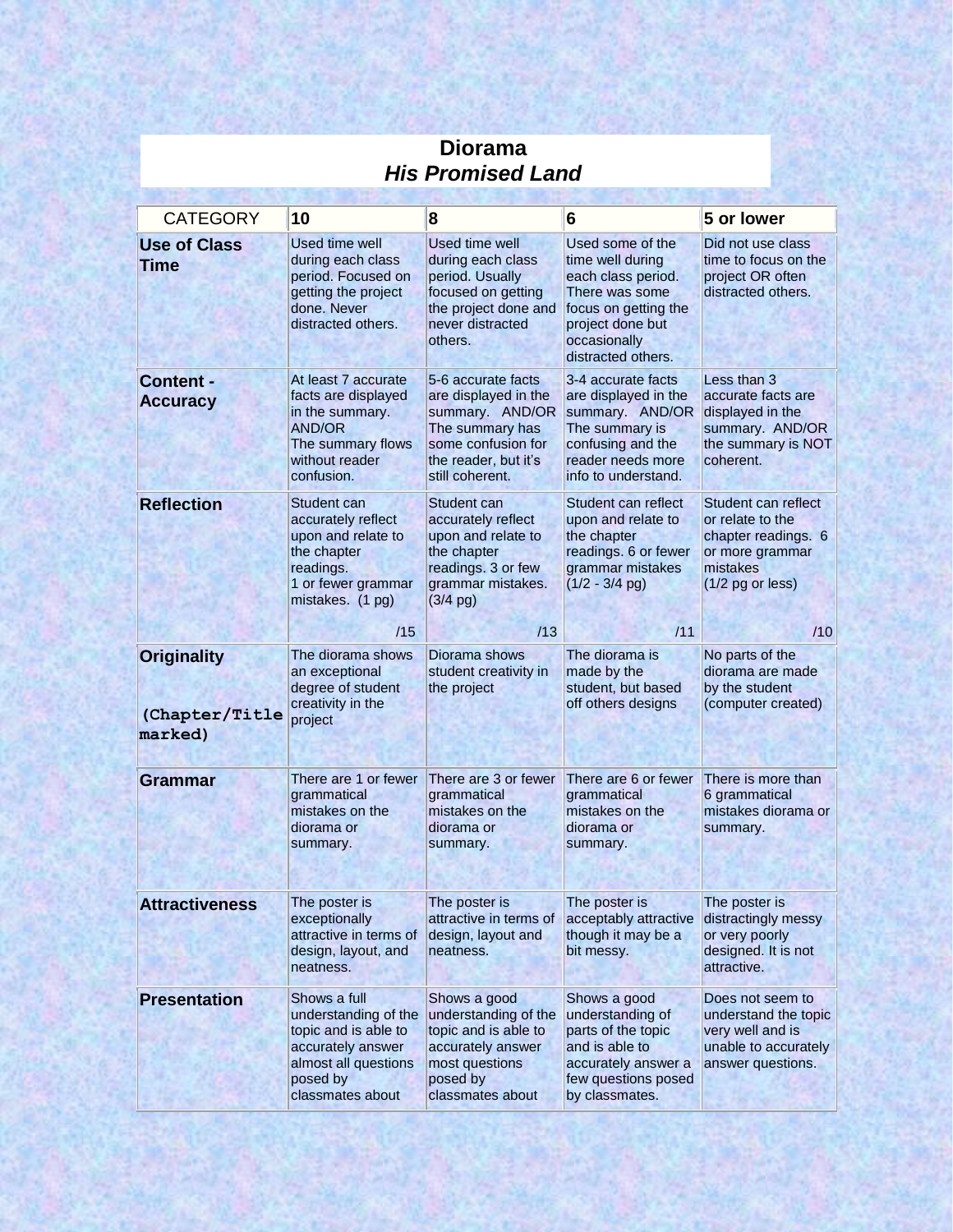# Diorama
## *His Promised Land*

| CATEGORY | 10 | 8 | 6 | 5 or lower |
|---|---|---|---|---|
| **Use of Class Time** | Used time well during each class period. Focused on getting the project done. Never distracted others. | Used time well during each class period. Usually focused on getting the project done and never distracted others. | Used some of the time well during each class period. There was some focus on getting the project done but occasionally distracted others. | Did not use class time to focus on the project OR often distracted others. |
| **Content - Accuracy** | At least 7 accurate facts are displayed in the summary. AND/OR The summary flows without reader confusion. | 5-6 accurate facts are displayed in the summary. AND/OR The summary has some confusion for the reader, but it's still coherent. | 3-4 accurate facts are displayed in the summary. AND/OR The summary is confusing and the reader needs more info to understand. | Less than 3 accurate facts are displayed in the summary. AND/OR the summary is NOT coherent. |
| **Reflection** | Student can accurately reflect upon and relate to the chapter readings. 1 or fewer grammar mistakes. (1 pg) /15 | Student can accurately reflect upon and relate to the chapter readings. 3 or few grammar mistakes. (3/4 pg) /13 | Student can reflect upon and relate to the chapter readings. 6 or fewer grammar mistakes (1/2 - 3/4 pg) /11 | Student can reflect or relate to the chapter readings. 6 or more grammar mistakes (1/2 pg or less) /10 |
| **Originality** (Chapter/Title marked) | The diorama shows an exceptional degree of student creativity in the project | Diorama shows student creativity in the project | The diorama is made by the student, but based off others designs | No parts of the diorama are made by the student (computer created) |
| **Grammar** | There are 1 or fewer grammatical mistakes on the diorama or summary. | There are 3 or fewer grammatical mistakes on the diorama or summary. | There are 6 or fewer grammatical mistakes on the diorama or summary. | There is more than 6 grammatical mistakes diorama or summary. |
| **Attractiveness** | The poster is exceptionally attractive in terms of design, layout, and neatness. | The poster is attractive in terms of design, layout and neatness. | The poster is acceptably attractive though it may be a bit messy. | The poster is distractingly messy or very poorly designed. It is not attractive. |
| **Presentation** | Shows a full understanding of the topic and is able to accurately answer almost all questions posed by classmates about | Shows a good understanding of the topic and is able to accurately answer most questions posed by classmates about | Shows a good understanding of parts of the topic and is able to accurately answer a few questions posed by classmates. | Does not seem to understand the topic very well and is unable to accurately answer questions. |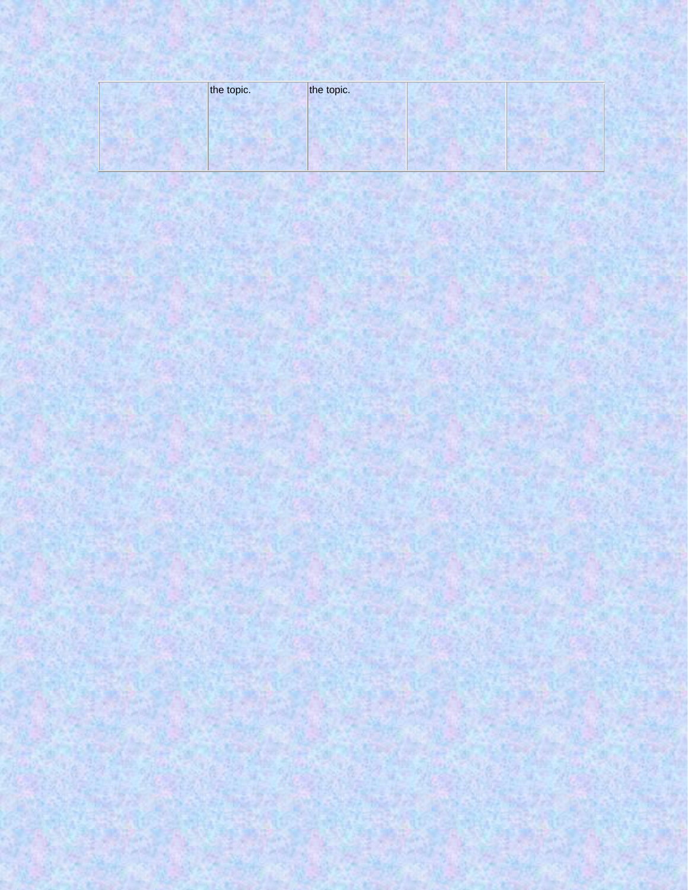| | | | | |
|---|---|---|---|---|
| | the topic. | the topic. | | |